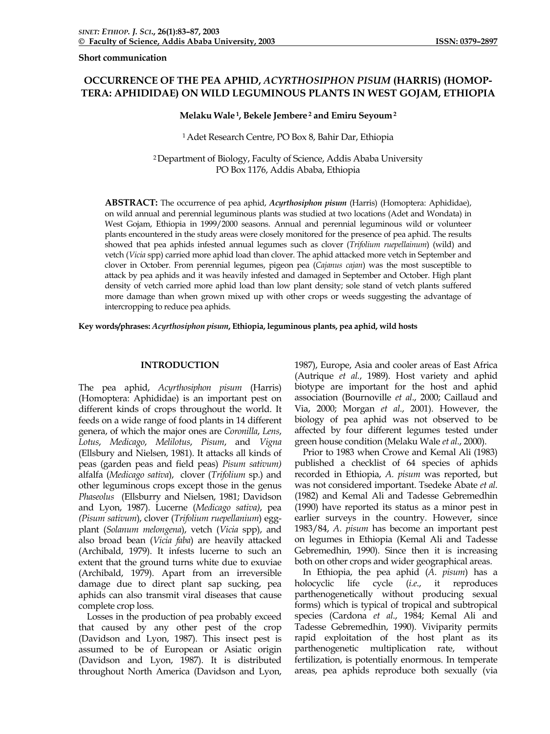**Short communication**

# OCCURRENCE OF THE PEA APHID, *ACYRTHOSIPHON PISUM* (HARRIS) (HOMOPTERA: APHIDIDAE) ON WILD LEGUMINOUS PLANTS IN WEST GOJAM, ETHIOPIA

**Melaku Wale [1], Bekele Jembere [2] and Emiru Seyoum [2]**

[1] Adet Research Centre, PO Box 8, Bahir Dar, Ethiopia

[2] Department of Biology, Faculty of Science, Addis Ababa University PO Box 1176, Addis Ababa, Ethiopia

**ABSTRACT:** The occurrence of pea aphid, ***Acyrthosiphon pisum*** (Harris) (Homoptera: Aphididae), on wild annual and perennial leguminous plants was studied at two locations (Adet and Wondata) in West Gojam, Ethiopia in 1999/2000 seasons. Annual and perennial leguminous wild or volunteer plants encountered in the study areas were closely monitored for the presence of pea aphid. The results showed that pea aphids infested annual legumes such as clover (*Trifolium ruepellainum*) (wild) and vetch (*Vicia* spp) carried more aphid load than clover. The aphid attacked more vetch in September and clover in October. From perennial legumes, pigeon pea (*Cajanus cajan*) was the most susceptible to attack by pea aphids and it was heavily infested and damaged in September and October. High plant density of vetch carried more aphid load than low plant density; sole stand of vetch plants suffered more damage than when grown mixed up with other crops or weeds suggesting the advantage of intercropping to reduce pea aphids.

**Key words/phrases:** ***Acyrthosiphon pisum*, Ethiopia, leguminous plants, pea aphid, wild hosts**

## INTRODUCTION

The pea aphid, *Acyrthosiphon pisum* (Harris) (Homoptera: Aphididae) is an important pest on different kinds of crops throughout the world. It feeds on a wide range of food plants in 14 different genera, of which the major ones are *Coronilla*, *Lens*, *Lotus*, *Medicago*, *Melilotus*, *Pisum*, and *Vigna* (Ellsbury and Nielsen, 1981). It attacks all kinds of peas (garden peas and field peas) *Pisum sativum)* alfalfa (*Medicago sativa*), clover (*Trifolium* sp.) and other leguminous crops except those in the genus *Phaseolus* (Ellsburry and Nielsen, 1981; Davidson and Lyon, 1987). Lucerne (*Medicago sativa)*, pea *(Pisum sativum*), clover (*Trifolium ruepellanium*) egg-plant (*Solanum melongena*), vetch (*Vicia* spp), and also broad bean (*Vicia faba*) are heavily attacked (Archibald, 1979). It infests lucerne to such an extent that the ground turns white due to exuviae (Archibald, 1979). Apart from an irreversible damage due to direct plant sap sucking, pea aphids can also transmit viral diseases that cause complete crop loss.

Losses in the production of pea probably exceed that caused by any other pest of the crop (Davidson and Lyon, 1987). This insect pest is assumed to be of European or Asiatic origin (Davidson and Lyon, 1987). It is distributed throughout North America (Davidson and Lyon, 1987), Europe, Asia and cooler areas of East Africa (Autrique *et al*., 1989). Host variety and aphid biotype are important for the host and aphid association (Bournoville *et al*., 2000; Caillaud and Via, 2000; Morgan *et al*., 2001). However, the biology of pea aphid was not observed to be affected by four different legumes tested under green house condition (Melaku Wale *et al*., 2000).

Prior to 1983 when Crowe and Kemal Ali (1983) published a checklist of 64 species of aphids recorded in Ethiopia, *A. pisum* was reported, but was not considered important. Tsedeke Abate *et al*. (1982) and Kemal Ali and Tadesse Gebremedhin (1990) have reported its status as a minor pest in earlier surveys in the country. However, since 1983/84, *A. pisum* has become an important pest on legumes in Ethiopia (Kemal Ali and Tadesse Gebremedhin, 1990). Since then it is increasing both on other crops and wider geographical areas.

In Ethiopia, the pea aphid (*A. pisum*) has a holocyclic life cycle (*i.e*., it reproduces parthenogenetically without producing sexual forms) which is typical of tropical and subtropical species (Cardona *et al*., 1984; Kemal Ali and Tadesse Gebremedhin, 1990). Viviparity permits rapid exploitation of the host plant as its parthenogenetic multiplication rate, without fertilization, is potentially enormous. In temperate areas, pea aphids reproduce both sexually (via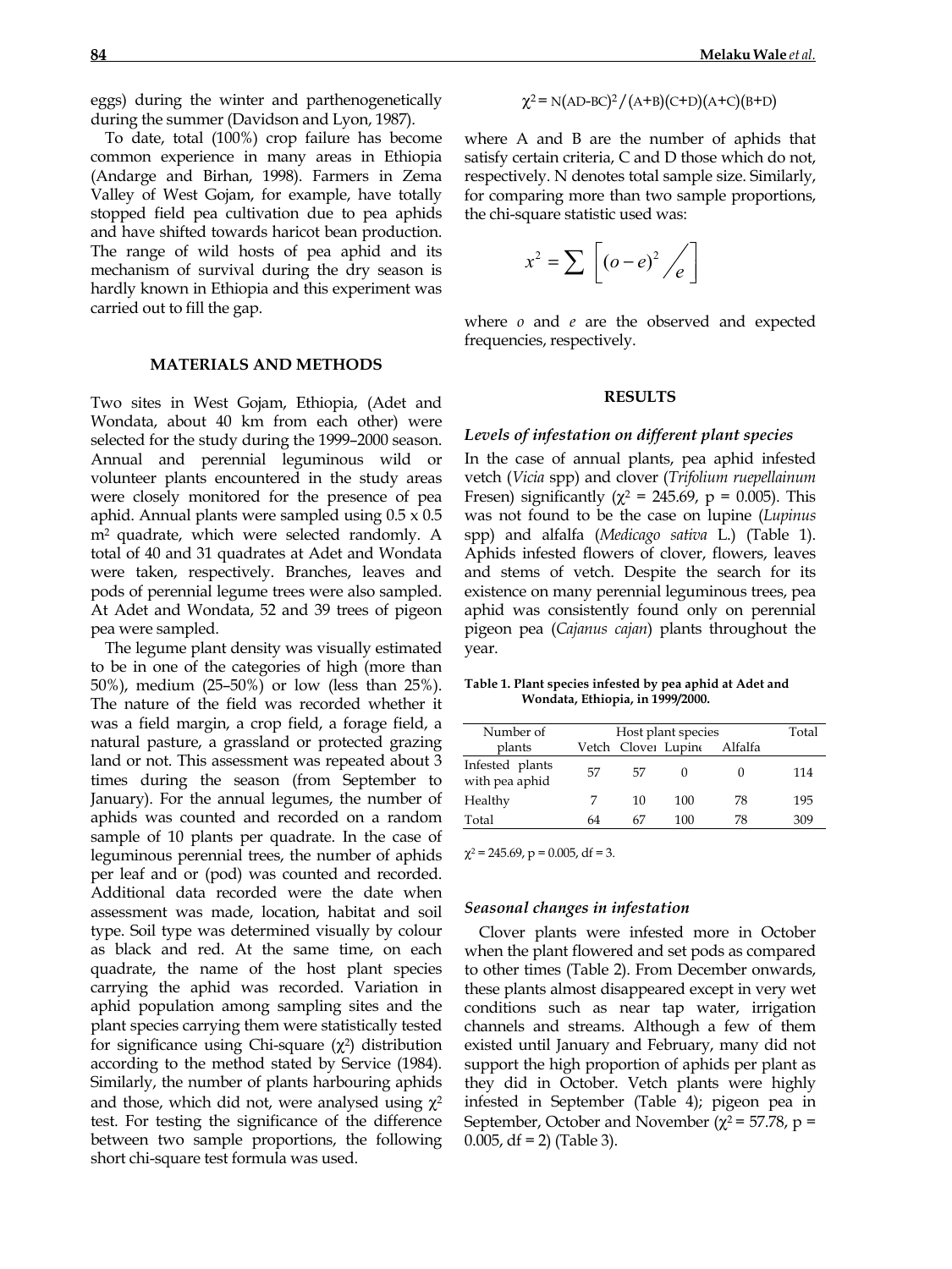eggs) during the winter and parthenogenetically during the summer (Davidson and Lyon, 1987).

To date, total (100%) crop failure has become common experience in many areas in Ethiopia (Andarge and Birhan, 1998). Farmers in Zema Valley of West Gojam, for example, have totally stopped field pea cultivation due to pea aphids and have shifted towards haricot bean production. The range of wild hosts of pea aphid and its mechanism of survival during the dry season is hardly known in Ethiopia and this experiment was carried out to fill the gap.

## MATERIALS AND METHODS

Two sites in West Gojam, Ethiopia, (Adet and Wondata, about 40 km from each other) were selected for the study during the 1999–2000 season. Annual and perennial leguminous wild or volunteer plants encountered in the study areas were closely monitored for the presence of pea aphid. Annual plants were sampled using 0.5 x 0.5 $m^2$ quadrate, which were selected randomly. A total of 40 and 31 quadrates at Adet and Wondata were taken, respectively. Branches, leaves and pods of perennial legume trees were also sampled. At Adet and Wondata, 52 and 39 trees of pigeon pea were sampled.

The legume plant density was visually estimated to be in one of the categories of high (more than 50%), medium (25–50%) or low (less than 25%). The nature of the field was recorded whether it was a field margin, a crop field, a forage field, a natural pasture, a grassland or protected grazing land or not. This assessment was repeated about 3 times during the season (from September to January). For the annual legumes, the number of aphids was counted and recorded on a random sample of 10 plants per quadrate. In the case of leguminous perennial trees, the number of aphids per leaf and or (pod) was counted and recorded. Additional data recorded were the date when assessment was made, location, habitat and soil type. Soil type was determined visually by colour as black and red. At the same time, on each quadrate, the name of the host plant species carrying the aphid was recorded. Variation in aphid population among sampling sites and the plant species carrying them were statistically tested for significance using Chi-square ($\chi^2$) distribution according to the method stated by Service (1984). Similarly, the number of plants harbouring aphids and those, which did not, were analysed using $\chi^2$ test. For testing the significance of the difference between two sample proportions, the following short chi-square test formula was used.

$$\chi^2 = N(AD-BC)^2/(A+B)(C+D)(A+C)(B+D)$$

where A and B are the number of aphids that satisfy certain criteria, C and D those which do not, respectively. N denotes total sample size. Similarly, for comparing more than two sample proportions, the chi-square statistic used was:

$$x^2 = \sum \left[ (o-e)^2 / e \right]$$

where *o* and *e* are the observed and expected frequencies, respectively.

## RESULTS

### *Levels of infestation on different plant species*

In the case of annual plants, pea aphid infested vetch (*Vicia* spp) and clover (*Trifolium ruepellainum* Fresen) significantly ($\chi^2 = 245.69$, $p = 0.005$). This was not found to be the case on lupine (*Lupinus* spp) and alfalfa (*Medicago sativa* L.) (Table 1). Aphids infested flowers of clover, flowers, leaves and stems of vetch. Despite the search for its existence on many perennial leguminous trees, pea aphid was consistently found only on perennial pigeon pea (*Cajanus cajan*) plants throughout the year.

**Table 1. Plant species infested by pea aphid at Adet and Wondata, Ethiopia, in 1999/2000.**

| Number of plants | Host plant species | | | | Total |
|---|---|---|---|---|---|
| | Vetch | Clover | Lupine | Alfalfa | |
| Infested plants with pea aphid | 57 | 57 | 0 | 0 | 114 |
| Healthy | 7 | 10 | 100 | 78 | 195 |
| Total | 64 | 67 | 100 | 78 | 309 |

$\chi^2 = 245.69$, $p = 0.005$, df = 3.

### *Seasonal changes in infestation*

Clover plants were infested more in October when the plant flowered and set pods as compared to other times (Table 2). From December onwards, these plants almost disappeared except in very wet conditions such as near tap water, irrigation channels and streams. Although a few of them existed until January and February, many did not support the high proportion of aphids per plant as they did in October. Vetch plants were highly infested in September (Table 4); pigeon pea in September, October and November ($\chi^2 = 57.78$, $p = 0.005$, df = 2) (Table 3).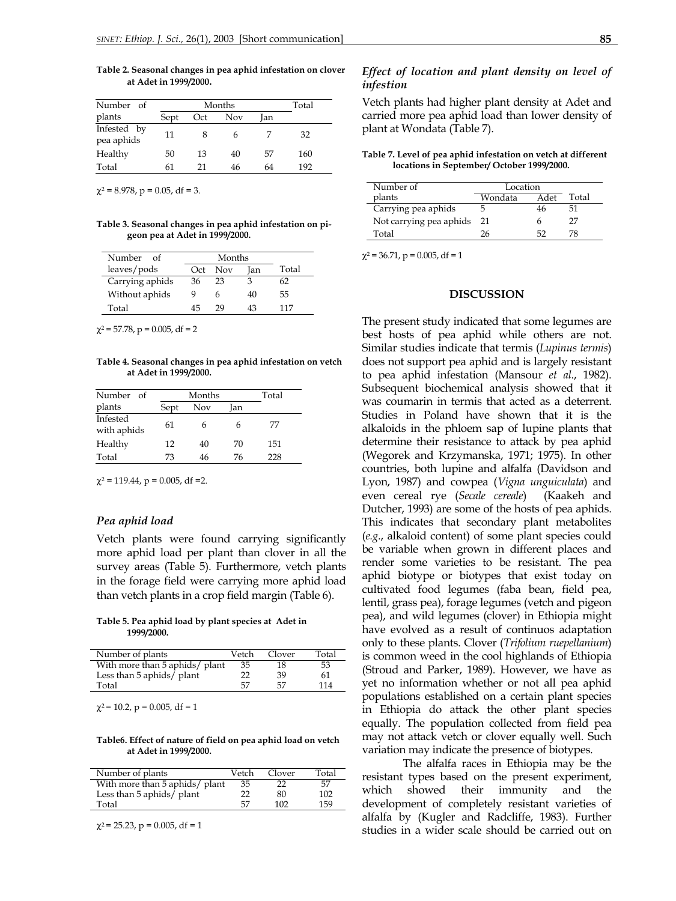**Table 2. Seasonal changes in pea aphid infestation on clover at Adet in 1999/2000.**

| Number of plants | Months | | | | Total |
|---|---|---|---|---|---|
| | Sept | Oct | Nov | Jan | |
| Infested by pea aphids | 11 | 8 | 6 | 7 | 32 |
| Healthy | 50 | 13 | 40 | 57 | 160 |
| Total | 61 | 21 | 46 | 64 | 192 |

$\chi^2 = 8.978$, $p = 0.05$, df = 3.

**Table 3. Seasonal changes in pea aphid infestation on pigeon pea at Adet in 1999/2000.**

| Number of leaves/pods | Months | | | Total |
|---|---|---|---|---|
| | Oct | Nov | Jan | |
| Carrying aphids | 36 | 23 | 3 | 62 |
| Without aphids | 9 | 6 | 40 | 55 |
| Total | 45 | 29 | 43 | 117 |

$\chi^2 = 57.78$, $p = 0.005$, df = 2

**Table 4. Seasonal changes in pea aphid infestation on vetch at Adet in 1999/2000.**

| Number of plants | Months | | | Total |
|---|---|---|---|---|
| | Sept | Nov | Jan | |
| Infested with aphids | 61 | 6 | 6 | 77 |
| Healthy | 12 | 40 | 70 | 151 |
| Total | 73 | 46 | 76 | 228 |

$\chi^2 = 119.44$, $p = 0.005$, df =2.

### *Pea aphid load*

Vetch plants were found carrying significantly more aphid load per plant than clover in all the survey areas (Table 5). Furthermore, vetch plants in the forage field were carrying more aphid load than vetch plants in a crop field margin (Table 6).

**Table 5. Pea aphid load by plant species at Adet in 1999/2000.**

| Number of plants | Vetch | Clover | Total |
|---|---|---|---|
| With more than 5 aphids/ plant | 35 | 18 | 53 |
| Less than 5 aphids/ plant | 22 | 39 | 61 |
| Total | 57 | 57 | 114 |

$\chi^2 = 10.2$, $p = 0.005$, df = 1

**Table6. Effect of nature of field on pea aphid load on vetch at Adet in 1999/2000.**

| Number of plants | Vetch | Clover | Total |
|---|---|---|---|
| With more than 5 aphids/ plant | 35 | 22 | 57 |
| Less than 5 aphids/ plant | 22 | 80 | 102 |
| Total | 57 | 102 | 159 |

$\chi^2 = 25.23$, $p = 0.005$, df = 1

### *Effect of location and plant density on level of infestion*

Vetch plants had higher plant density at Adet and carried more pea aphid load than lower density of plant at Wondata (Table 7).

**Table 7. Level of pea aphid infestation on vetch at different locations in September/ October 1999/2000.**

| Number of plants | Location | | Total |
|---|---|---|---|
| | Wondata | Adet | |
| Carrying pea aphids | 5 | 46 | 51 |
| Not carrying pea aphids | 21 | 6 | 27 |
| Total | 26 | 52 | 78 |

$\chi^2 = 36.71$, $p = 0.005$, df = 1

## DISCUSSION

The present study indicated that some legumes are best hosts of pea aphid while others are not. Similar studies indicate that termis (*Lupinus termis*) does not support pea aphid and is largely resistant to pea aphid infestation (Mansour *et al*., 1982). Subsequent biochemical analysis showed that it was coumarin in termis that acted as a deterrent. Studies in Poland have shown that it is the alkaloids in the phloem sap of lupine plants that determine their resistance to attack by pea aphid (Wegorek and Krzymanska, 1971; 1975). In other countries, both lupine and alfalfa (Davidson and Lyon, 1987) and cowpea (*Vigna unguiculata*) and even cereal rye (*Secale cereale*) (Kaakeh and Dutcher, 1993) are some of the hosts of pea aphids. This indicates that secondary plant metabolites (*e.g.*, alkaloid content) of some plant species could be variable when grown in different places and render some varieties to be resistant. The pea aphid biotype or biotypes that exist today on cultivated food legumes (faba bean, field pea, lentil, grass pea), forage legumes (vetch and pigeon pea), and wild legumes (clover) in Ethiopia might have evolved as a result of continuos adaptation only to these plants. Clover (*Trifolium ruepellanium*) is common weed in the cool highlands of Ethiopia (Stroud and Parker, 1989). However, we have as yet no information whether or not all pea aphid populations established on a certain plant species in Ethiopia do attack the other plant species equally. The population collected from field pea may not attack vetch or clover equally well. Such variation may indicate the presence of biotypes.

The alfalfa races in Ethiopia may be the resistant types based on the present experiment, which showed their immunity and the development of completely resistant varieties of alfalfa by (Kugler and Radcliffe, 1983). Further studies in a wider scale should be carried out on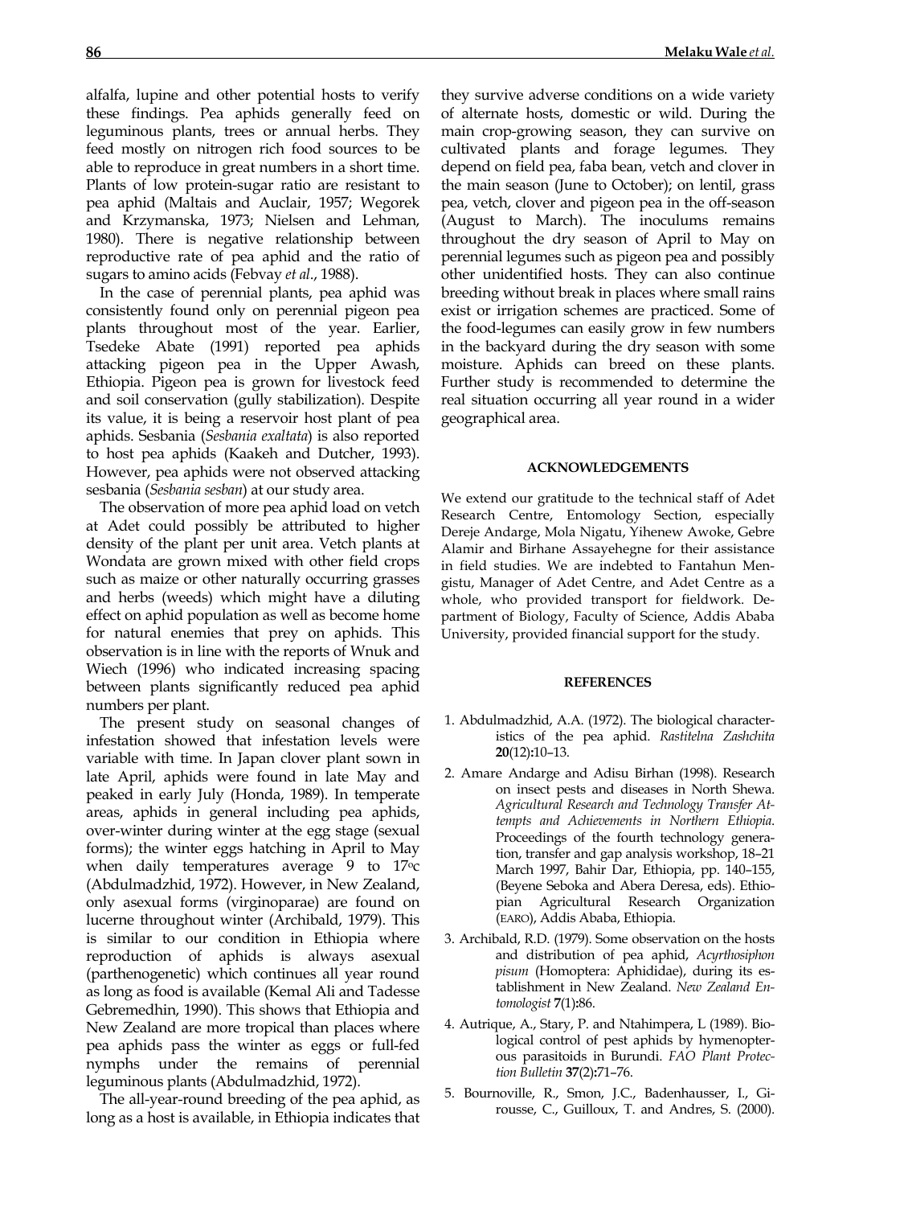alfalfa, lupine and other potential hosts to verify these findings. Pea aphids generally feed on leguminous plants, trees or annual herbs. They feed mostly on nitrogen rich food sources to be able to reproduce in great numbers in a short time. Plants of low protein-sugar ratio are resistant to pea aphid (Maltais and Auclair, 1957; Wegorek and Krzymanska, 1973; Nielsen and Lehman, 1980). There is negative relationship between reproductive rate of pea aphid and the ratio of sugars to amino acids (Febvay *et al*., 1988).

In the case of perennial plants, pea aphid was consistently found only on perennial pigeon pea plants throughout most of the year. Earlier, Tsedeke Abate (1991) reported pea aphids attacking pigeon pea in the Upper Awash, Ethiopia. Pigeon pea is grown for livestock feed and soil conservation (gully stabilization). Despite its value, it is being a reservoir host plant of pea aphids. Sesbania (*Sesbania exaltata*) is also reported to host pea aphids (Kaakeh and Dutcher, 1993). However, pea aphids were not observed attacking sesbania (*Sesbania sesban*) at our study area.

The observation of more pea aphid load on vetch at Adet could possibly be attributed to higher density of the plant per unit area. Vetch plants at Wondata are grown mixed with other field crops such as maize or other naturally occurring grasses and herbs (weeds) which might have a diluting effect on aphid population as well as become home for natural enemies that prey on aphids. This observation is in line with the reports of Wnuk and Wiech (1996) who indicated increasing spacing between plants significantly reduced pea aphid numbers per plant.

The present study on seasonal changes of infestation showed that infestation levels were variable with time. In Japan clover plant sown in late April, aphids were found in late May and peaked in early July (Honda, 1989). In temperate areas, aphids in general including pea aphids, over-winter during winter at the egg stage (sexual forms); the winter eggs hatching in April to May when daily temperatures average 9 to 17°c (Abdulmadzhid, 1972). However, in New Zealand, only asexual forms (virginoparae) are found on lucerne throughout winter (Archibald, 1979). This is similar to our condition in Ethiopia where reproduction of aphids is always asexual (parthenogenetic) which continues all year round as long as food is available (Kemal Ali and Tadesse Gebremedhin, 1990). This shows that Ethiopia and New Zealand are more tropical than places where pea aphids pass the winter as eggs or full-fed nymphs under the remains of perennial leguminous plants (Abdulmadzhid, 1972).

The all-year-round breeding of the pea aphid, as long as a host is available, in Ethiopia indicates that they survive adverse conditions on a wide variety of alternate hosts, domestic or wild. During the main crop-growing season, they can survive on cultivated plants and forage legumes. They depend on field pea, faba bean, vetch and clover in the main season (June to October); on lentil, grass pea, vetch, clover and pigeon pea in the off-season (August to March). The inoculums remains throughout the dry season of April to May on perennial legumes such as pigeon pea and possibly other unidentified hosts. They can also continue breeding without break in places where small rains exist or irrigation schemes are practiced. Some of the food-legumes can easily grow in few numbers in the backyard during the dry season with some moisture. Aphids can breed on these plants. Further study is recommended to determine the real situation occurring all year round in a wider geographical area.

## ACKNOWLEDGEMENTS

We extend our gratitude to the technical staff of Adet Research Centre, Entomology Section, especially Dereje Andarge, Mola Nigatu, Yihenew Awoke, Gebre Alamir and Birhane Assayehegne for their assistance in field studies. We are indebted to Fantahun Mengistu, Manager of Adet Centre, and Adet Centre as a whole, who provided transport for fieldwork. Department of Biology, Faculty of Science, Addis Ababa University, provided financial support for the study.

## REFERENCES

1. Abdulmadzhid, A.A. (1972). The biological characteristics of the pea aphid. *Rastitelna Zashchita* **20**(12)**:**10–13.
2. Amare Andarge and Adisu Birhan (1998). Research on insect pests and diseases in North Shewa. *Agricultural Research and Technology Transfer Attempts and Achievements in Northern Ethiopia*. Proceedings of the fourth technology generation, transfer and gap analysis workshop, 18–21 March 1997, Bahir Dar, Ethiopia, pp. 140–155, (Beyene Seboka and Abera Deresa, eds). Ethiopian Agricultural Research Organization (EARO), Addis Ababa, Ethiopia.
3. Archibald, R.D. (1979). Some observation on the hosts and distribution of pea aphid, *Acyrthosiphon pisum* (Homoptera: Aphididae), during its establishment in New Zealand. *New Zealand Entomologist* **7**(1)**:**86.
4. Autrique, A., Stary, P. and Ntahimpera, L (1989). Biological control of pest aphids by hymenopterous parasitoids in Burundi. *FAO Plant Protection Bulletin* **37**(2)**:**71–76.
5. Bournoville, R., Smon, J.C., Badenhausser, I., Girousse, C., Guilloux, T. and Andres, S. (2000).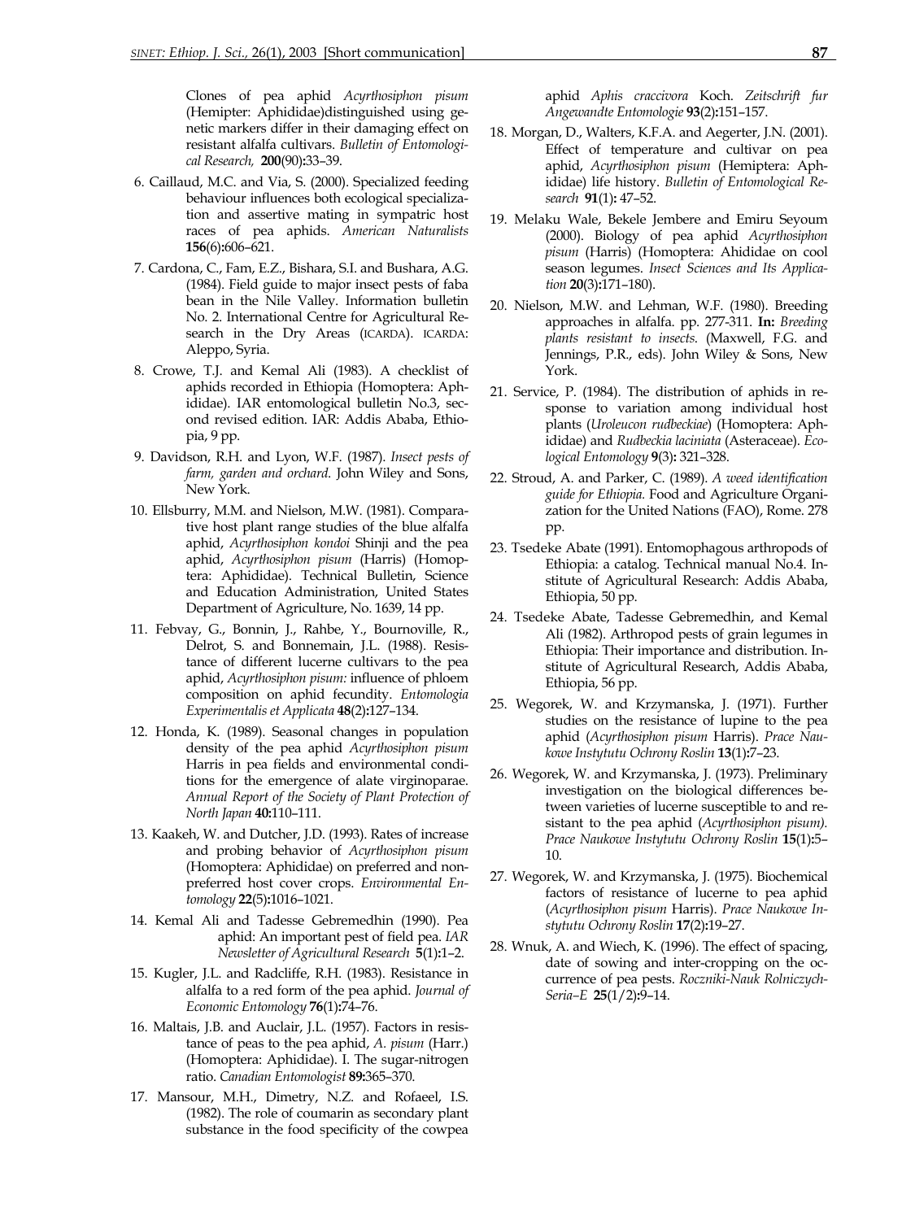Clones of pea aphid *Acyrthosiphon pisum* (Hemipter: Aphididae)distinguished using genetic markers differ in their damaging effect on resistant alfalfa cultivars. *Bulletin of Entomological Research,* **200**(90)**:**33–39.

6. Caillaud, M.C. and Via, S. (2000). Specialized feeding behaviour influences both ecological specialization and assertive mating in sympatric host races of pea aphids. *American Naturalists* **156**(6)**:**606–621.
7. Cardona, C., Fam, E.Z., Bishara, S.I. and Bushara, A.G. (1984). Field guide to major insect pests of faba bean in the Nile Valley. Information bulletin No. 2. International Centre for Agricultural Research in the Dry Areas (ICARDA). ICARDA: Aleppo, Syria.
8. Crowe, T.J. and Kemal Ali (1983). A checklist of aphids recorded in Ethiopia (Homoptera: Aphididae). IAR entomological bulletin No.3, second revised edition. IAR: Addis Ababa, Ethiopia, 9 pp.
9. Davidson, R.H. and Lyon, W.F. (1987). *Insect pests of farm, garden and orchard.* John Wiley and Sons, New York.
10. Ellsburry, M.M. and Nielson, M.W. (1981). Comparative host plant range studies of the blue alfalfa aphid, *Acyrthosiphon kondoi* Shinji and the pea aphid, *Acyrthosiphon pisum* (Harris) (Homoptera: Aphididae). Technical Bulletin, Science and Education Administration, United States Department of Agriculture, No. 1639, 14 pp.
11. Febvay, G., Bonnin, J., Rahbe, Y., Bournoville, R., Delrot, S. and Bonnemain, J.L. (1988). Resistance of different lucerne cultivars to the pea aphid, *Acyrthosiphon pisum:* influence of phloem composition on aphid fecundity. *Entomologia Experimentalis et Applicata* **48**(2)**:**127–134.
12. Honda, K. (1989). Seasonal changes in population density of the pea aphid *Acyrthosiphon pisum* Harris in pea fields and environmental conditions for the emergence of alate virginoparae. *Annual Report of the Society of Plant Protection of North Japan* **40:**110–111.
13. Kaakeh, W. and Dutcher, J.D. (1993). Rates of increase and probing behavior of *Acyrthosiphon pisum* (Homoptera: Aphididae) on preferred and nonpreferred host cover crops. *Environmental Entomology* **22**(5)**:**1016–1021.
14. Kemal Ali and Tadesse Gebremedhin (1990). Pea aphid: An important pest of field pea. *IAR Newsletter of Agricultural Research* **5**(1)**:**1–2.
15. Kugler, J.L. and Radcliffe, R.H. (1983). Resistance in alfalfa to a red form of the pea aphid. *Journal of Economic Entomology* **76**(1)**:**74–76.
16. Maltais, J.B. and Auclair, J.L. (1957). Factors in resistance of peas to the pea aphid, *A. pisum* (Harr.) (Homoptera: Aphididae). I. The sugar-nitrogen ratio. *Canadian Entomologist* **89:**365–370.
17. Mansour, M.H., Dimetry, N.Z. and Rofaeel, I.S. (1982). The role of coumarin as secondary plant substance in the food specificity of the cowpea aphid *Aphis craccivora* Koch. *Zeitschrift fur Angewandte Entomologie* **93**(2)**:**151–157.
18. Morgan, D., Walters, K.F.A. and Aegerter, J.N. (2001). Effect of temperature and cultivar on pea aphid, *Acyrthosiphon pisum* (Hemiptera: Aphididae) life history. *Bulletin of Entomological Research* **91**(1)**:** 47–52.
19. Melaku Wale, Bekele Jembere and Emiru Seyoum (2000). Biology of pea aphid *Acyrthosiphon pisum* (Harris) (Homoptera: Ahididae on cool season legumes. *Insect Sciences and Its Application* **20**(3)**:**171–180).
20. Nielson, M.W. and Lehman, W.F. (1980). Breeding approaches in alfalfa. pp. 277-311. **In:** *Breeding plants resistant to insects.* (Maxwell, F.G. and Jennings, P.R., eds). John Wiley & Sons, New York.
21. Service, P. (1984). The distribution of aphids in response to variation among individual host plants (*Uroleucon rudbeckiae*) (Homoptera: Aphididae) and *Rudbeckia laciniata* (Asteraceae). *Ecological Entomology* **9**(3)**:** 321–328.
22. Stroud, A. and Parker, C. (1989). *A weed identification guide for Ethiopia.* Food and Agriculture Organization for the United Nations (FAO), Rome. 278 pp.
23. Tsedeke Abate (1991). Entomophagous arthropods of Ethiopia: a catalog. Technical manual No.4. Institute of Agricultural Research: Addis Ababa, Ethiopia, 50 pp.
24. Tsedeke Abate, Tadesse Gebremedhin, and Kemal Ali (1982). Arthropod pests of grain legumes in Ethiopia: Their importance and distribution. Institute of Agricultural Research, Addis Ababa, Ethiopia, 56 pp.
25. Wegorek, W. and Krzymanska, J. (1971). Further studies on the resistance of lupine to the pea aphid (*Acyrthosiphon pisum* Harris). *Prace Naukowe Instytutu Ochrony Roslin* **13**(1)**:**7–23.
26. Wegorek, W. and Krzymanska, J. (1973). Preliminary investigation on the biological differences between varieties of lucerne susceptible to and resistant to the pea aphid (*Acyrthosiphon pisum). Prace Naukowe Instytutu Ochrony Roslin* **15**(1)**:**5–10.
27. Wegorek, W. and Krzymanska, J. (1975). Biochemical factors of resistance of lucerne to pea aphid (*Acyrthosiphon pisum* Harris). *Prace Naukowe Instytutu Ochrony Roslin* **17**(2)**:**19–27.
28. Wnuk, A. and Wiech, K. (1996). The effect of spacing, date of sowing and inter-cropping on the occurrence of pea pests. *Roczniki-Nauk Rolniczych-Seria–E* **25**(1/2)**:**9–14.